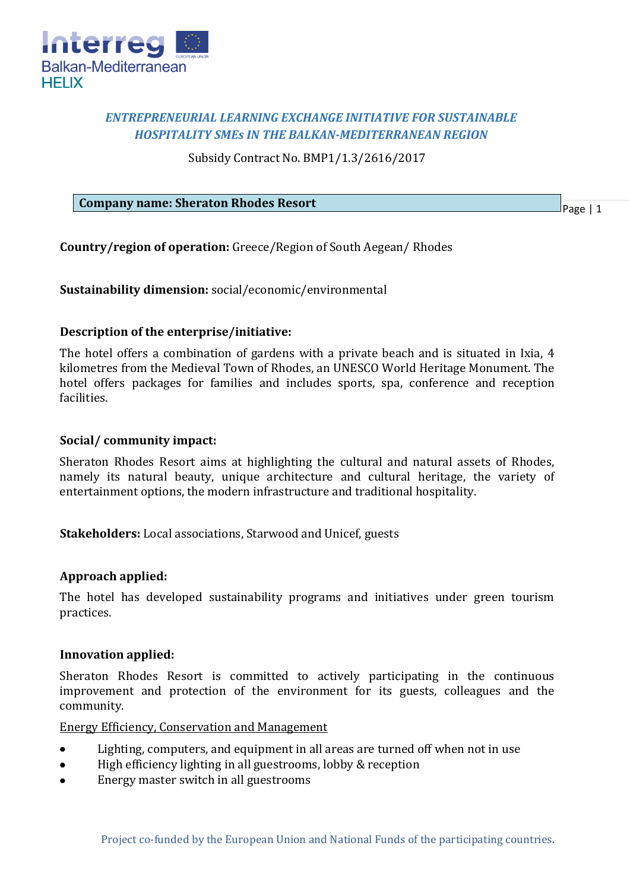**_ENTREPRENEURIAL LEARNING EXCHANGE INITIATIVE FOR SUSTAINABLE HOSPITALITY SMEs IN THE BALKAN-MEDITERRANEAN REGION_**

Subsidy Contract No. BMP1/1.3/2616/2017

**Company name: Sheraton Rhodes Resort**

**Country/region of operation:** Greece/Region of South Aegean/ Rhodes

**Sustainability dimension:** social/economic/environmental

**Description of the enterprise/initiative:**

The hotel offers a combination of gardens with a private beach and is situated in Ixia, 4 kilometres from the Medieval Town of Rhodes, an UNESCO World Heritage Monument. The hotel offers packages for families and includes sports, spa, conference and reception facilities.

**Social/ community impact:**

Sheraton Rhodes Resort aims at highlighting the cultural and natural assets of Rhodes, namely its natural beauty, unique architecture and cultural heritage, the variety of entertainment options, the modern infrastructure and traditional hospitality.

**Stakeholders:** Local associations, Starwood and Unicef, guests

**Approach applied:**

The hotel has developed sustainability programs and initiatives under green tourism practices.

**Innovation applied:**

Sheraton Rhodes Resort is committed to actively participating in the continuous improvement and protection of the environment for its guests, colleagues and the community.

<u>Energy Efficiency, Conservation and Management</u>

- Lighting, computers, and equipment in all areas are turned off when not in use
- High efficiency lighting in all guestrooms, lobby & reception
- Energy master switch in all guestrooms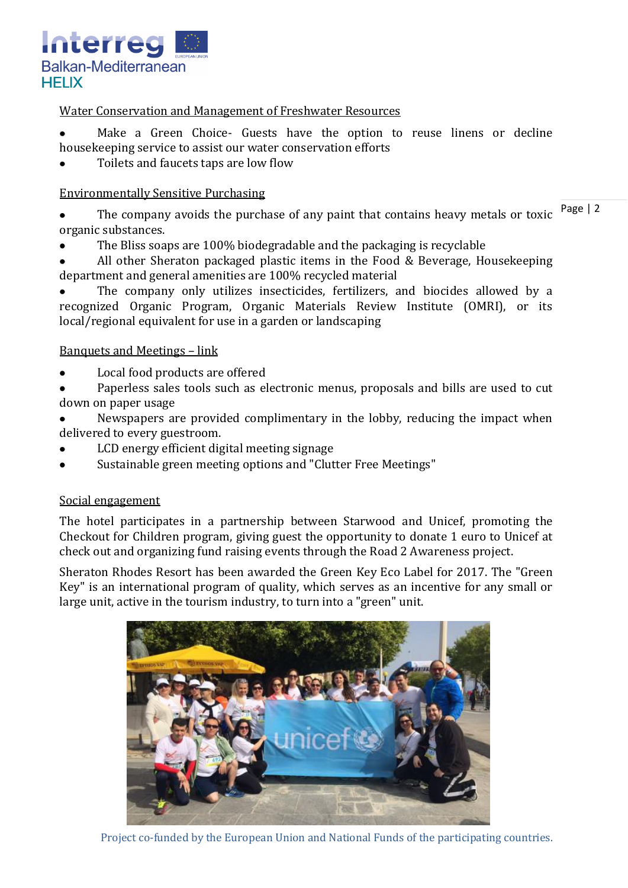Water Conservation and Management of Freshwater Resources

- Make a Green Choice- Guests have the option to reuse linens or decline housekeeping service to assist our water conservation efforts
- Toilets and faucets taps are low flow

Environmentally Sensitive Purchasing

- The company avoids the purchase of any paint that contains heavy metals or toxic organic substances.
- The Bliss soaps are 100% biodegradable and the packaging is recyclable
- All other Sheraton packaged plastic items in the Food & Beverage, Housekeeping department and general amenities are 100% recycled material
- The company only utilizes insecticides, fertilizers, and biocides allowed by a recognized Organic Program, Organic Materials Review Institute (OMRI), or its local/regional equivalent for use in a garden or landscaping

Banquets and Meetings – link

- Local food products are offered
- Paperless sales tools such as electronic menus, proposals and bills are used to cut down on paper usage
- Newspapers are provided complimentary in the lobby, reducing the impact when delivered to every guestroom.
- LCD energy efficient digital meeting signage
- Sustainable green meeting options and "Clutter Free Meetings"

Social engagement

The hotel participates in a partnership between Starwood and Unicef, promoting the Checkout for Children program, giving guest the opportunity to donate 1 euro to Unicef at check out and organizing fund raising events through the Road 2 Awareness project.

Sheraton Rhodes Resort has been awarded the Green Key Eco Label for 2017. The "Green Key" is an international program of quality, which serves as an incentive for any small or large unit, active in the tourism industry, to turn into a "green" unit.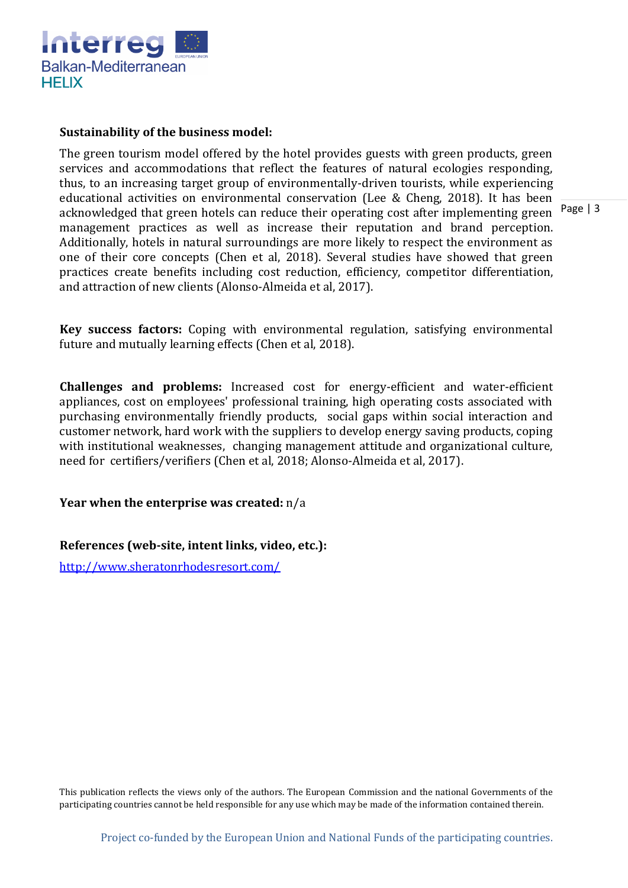**Sustainability of the business model:**

The green tourism model offered by the hotel provides guests with green products, green services and accommodations that reflect the features of natural ecologies responding, thus, to an increasing target group of environmentally-driven tourists, while experiencing educational activities on environmental conservation (Lee & Cheng, 2018). It has been acknowledged that green hotels can reduce their operating cost after implementing green management practices as well as increase their reputation and brand perception. Additionally, hotels in natural surroundings are more likely to respect the environment as one of their core concepts (Chen et al, 2018). Several studies have showed that green practices create benefits including cost reduction, efficiency, competitor differentiation, and attraction of new clients (Alonso-Almeida et al, 2017).

**Key success factors:** Coping with environmental regulation, satisfying environmental future and mutually learning effects (Chen et al, 2018).

**Challenges and problems:** Increased cost for energy-efficient and water-efficient appliances, cost on employees' professional training, high operating costs associated with purchasing environmentally friendly products, social gaps within social interaction and customer network, hard work with the suppliers to develop energy saving products, coping with institutional weaknesses, changing management attitude and organizational culture, need for certifiers/verifiers (Chen et al, 2018; Alonso-Almeida et al, 2017).

**Year when the enterprise was created:** n/a

**References (web-site, intent links, video, etc.):**

http://www.sheratonrhodesresort.com/

This publication reflects the views only of the authors. The European Commission and the national Governments of the participating countries cannot be held responsible for any use which may be made of the information contained therein.

Project co-funded by the European Union and National Funds of the participating countries.